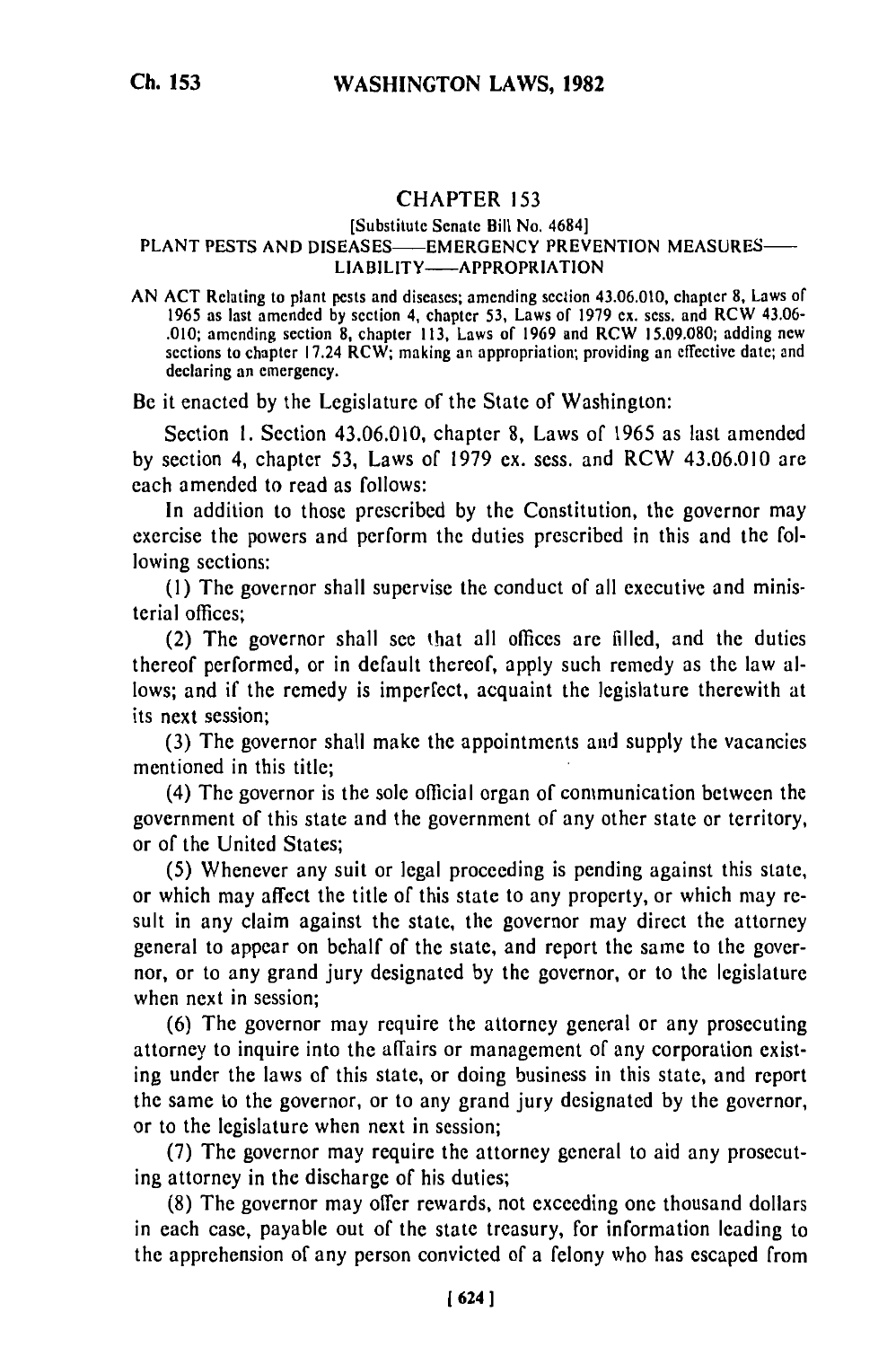## CHAPTER 153

[Substitute Senate Bill No. 4684]

PLANT PESTS AND DISEASES——EMERGENCY PREVENTION MEASURES——LIABILITY——APPROPRIATION

AN ACT Relating to plant pests and diseases; amending section 43.06.010, chapter 8, Laws of 1965 as last amended by section 4, chapter 53, Laws of 1979 ex. sess. and RCW 43.06-.010; amending section 8, chapter 113, Laws of 1969 and RCW 15.09.080; adding new sections to chapter 17.24 RCW; making an appropriation; providing an effective date; and declaring an emergency.

Be it enacted by the Legislature of the State of Washington:

Section 1. Section 43.06.010, chapter 8, Laws of 1965 as last amended by section 4, chapter 53, Laws of 1979 ex. sess. and RCW 43.06.010 are each amended to read as follows:

In addition to those prescribed by the Constitution, the governor may exercise the powers and perform the duties prescribed in this and the following sections:

(1) The governor shall supervise the conduct of all executive and ministerial offices;

(2) The governor shall see that all offices are filled, and the duties thereof performed, or in default thereof, apply such remedy as the law allows; and if the remedy is imperfect, acquaint the legislature therewith at its next session;

(3) The governor shall make the appointments and supply the vacancies mentioned in this title;

(4) The governor is the sole official organ of communication between the government of this state and the government of any other state or territory, or of the United States;

(5) Whenever any suit or legal proceeding is pending against this state, or which may affect the title of this state to any property, or which may result in any claim against the state, the governor may direct the attorney general to appear on behalf of the state, and report the same to the governor, or to any grand jury designated by the governor, or to the legislature when next in session;

(6) The governor may require the attorney general or any prosecuting attorney to inquire into the affairs or management of any corporation existing under the laws of this state, or doing business in this state, and report the same to the governor, or to any grand jury designated by the governor, or to the legislature when next in session;

(7) The governor may require the attorney general to aid any prosecuting attorney in the discharge of his duties;

(8) The governor may offer rewards, not exceeding one thousand dollars in each case, payable out of the state treasury, for information leading to the apprehension of any person convicted of a felony who has escaped from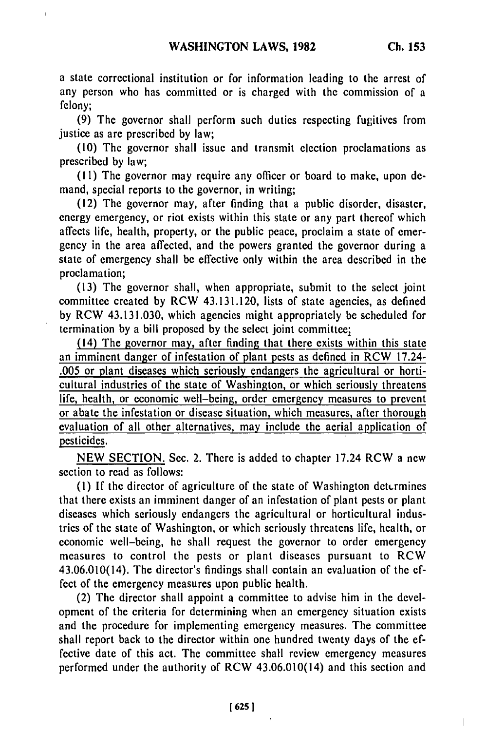a state correctional institution or for information leading to the arrest of any person who has committed or is charged with the commission of a felony;

(9) The governor shall perform such duties respecting fugitives from justice as are prescribed by law;

(10) The governor shall issue and transmit election proclamations as prescribed by law;

(11) The governor may require any officer or board to make, upon demand, special reports to the governor, in writing;

(12) The governor may, after finding that a public disorder, disaster, energy emergency, or riot exists within this state or any part thereof which affects life, health, property, or the public peace, proclaim a state of emergency in the area affected, and the powers granted the governor during a state of emergency shall be effective only within the area described in the proclamation;

(13) The governor shall, when appropriate, submit to the select joint committee created by RCW 43.131.120, lists of state agencies, as defined by RCW 43.131.030, which agencies might appropriately be scheduled for termination by a bill proposed by the select joint committee;

(14) The governor may, after finding that there exists within this state an imminent danger of infestation of plant pests as defined in RCW 17.24-.005 or plant diseases which seriously endangers the agricultural or horticultural industries of the state of Washington, or which seriously threatens life, health, or economic well-being, order emergency measures to prevent or abate the infestation or disease situation, which measures, after thorough evaluation of all other alternatives, may include the aerial application of pesticides.

NEW SECTION. Sec. 2. There is added to chapter 17.24 RCW a new section to read as follows:

(1) If the director of agriculture of the state of Washington determines that there exists an imminent danger of an infestation of plant pests or plant diseases which seriously endangers the agricultural or horticultural industries of the state of Washington, or which seriously threatens life, health, or economic well-being, he shall request the governor to order emergency measures to control the pests or plant diseases pursuant to RCW 43.06.010(14). The director's findings shall contain an evaluation of the effect of the emergency measures upon public health.

(2) The director shall appoint a committee to advise him in the development of the criteria for determining when an emergency situation exists and the procedure for implementing emergency measures. The committee shall report back to the director within one hundred twenty days of the effective date of this act. The committee shall review emergency measures performed under the authority of RCW 43.06.010(14) and this section and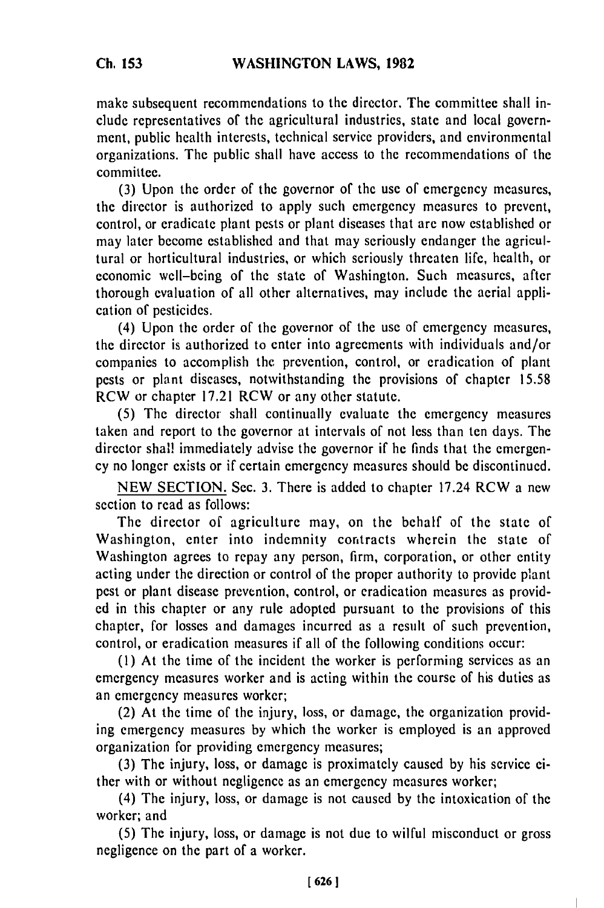make subsequent recommendations to the director. The committee shall include representatives of the agricultural industries, state and local government, public health interests, technical service providers, and environmental organizations. The public shall have access to the recommendations of the committee.

(3) Upon the order of the governor of the use of emergency measures, the director is authorized to apply such emergency measures to prevent, control, or eradicate plant pests or plant diseases that are now established or may later become established and that may seriously endanger the agricultural or horticultural industries, or which seriously threaten life, health, or economic well-being of the state of Washington. Such measures, after thorough evaluation of all other alternatives, may include the aerial application of pesticides.

(4) Upon the order of the governor of the use of emergency measures, the director is authorized to enter into agreements with individuals and/or companies to accomplish the prevention, control, or eradication of plant pests or plant diseases, notwithstanding the provisions of chapter 15.58 RCW or chapter 17.21 RCW or any other statute.

(5) The director shall continually evaluate the emergency measures taken and report to the governor at intervals of not less than ten days. The director shall immediately advise the governor if he finds that the emergency no longer exists or if certain emergency measures should be discontinued.

NEW SECTION. Sec. 3. There is added to chapter 17.24 RCW a new section to read as follows:

The director of agriculture may, on the behalf of the state of Washington, enter into indemnity contracts wherein the state of Washington agrees to repay any person, firm, corporation, or other entity acting under the direction or control of the proper authority to provide plant pest or plant disease prevention, control, or eradication measures as provided in this chapter or any rule adopted pursuant to the provisions of this chapter, for losses and damages incurred as a result of such prevention, control, or eradication measures if all of the following conditions occur:

(1) At the time of the incident the worker is performing services as an emergency measures worker and is acting within the course of his duties as an emergency measures worker;

(2) At the time of the injury, loss, or damage, the organization providing emergency measures by which the worker is employed is an approved organization for providing emergency measures;

(3) The injury, loss, or damage is proximately caused by his service either with or without negligence as an emergency measures worker;

(4) The injury, loss, or damage is not caused by the intoxication of the worker; and

(5) The injury, loss, or damage is not due to wilful misconduct or gross negligence on the part of a worker.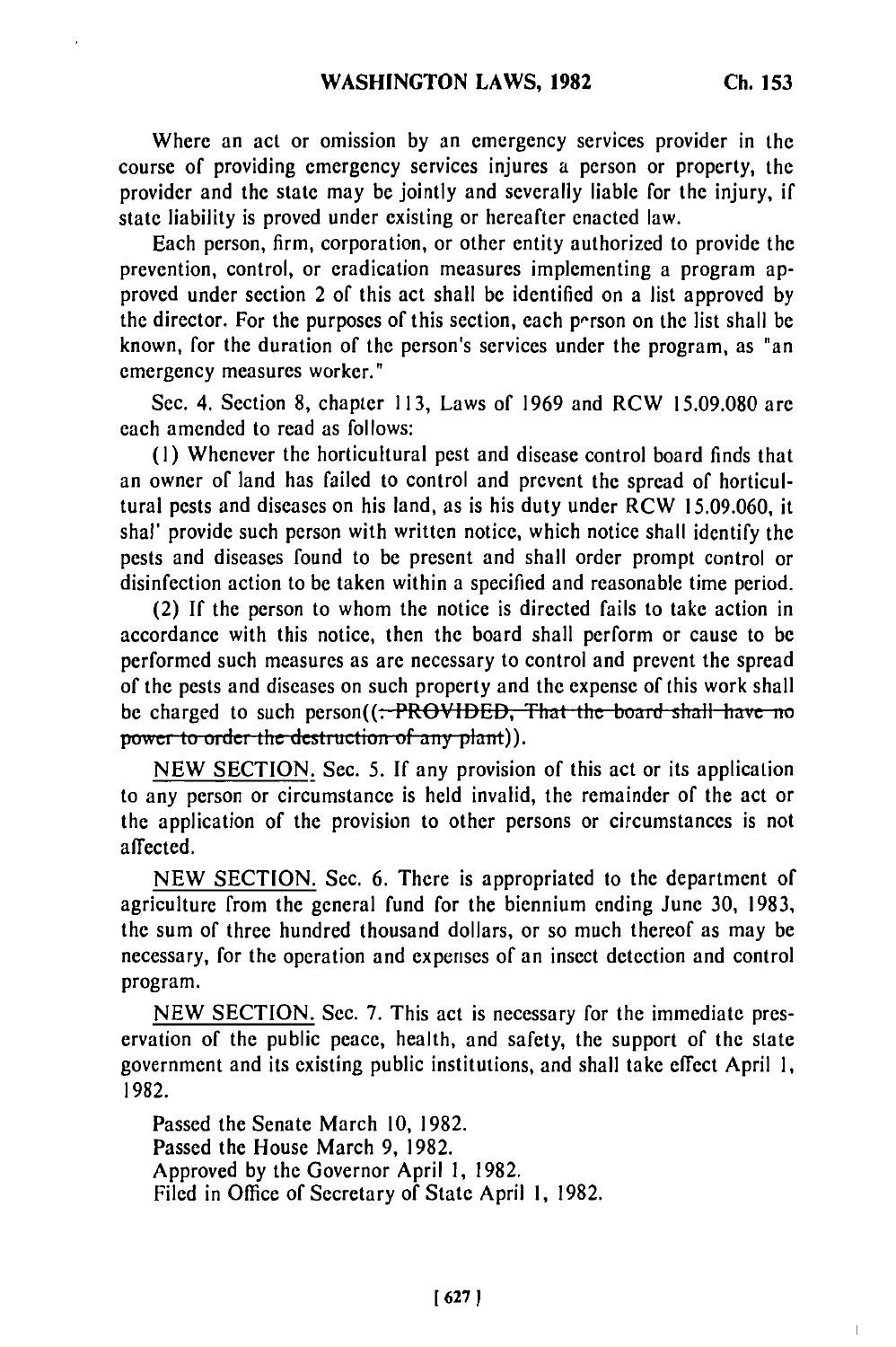Where an act or omission by an emergency services provider in the course of providing emergency services injures a person or property, the provider and the state may be jointly and severally liable for the injury, if state liability is proved under existing or hereafter enacted law.

Each person, firm, corporation, or other entity authorized to provide the prevention, control, or eradication measures implementing a program approved under section 2 of this act shall be identified on a list approved by the director. For the purposes of this section, each person on the list shall be known, for the duration of the person's services under the program, as "an emergency measures worker."

Sec. 4. Section 8, chapter 113, Laws of 1969 and RCW 15.09.080 are each amended to read as follows:

(1) Whenever the horticultural pest and disease control board finds that an owner of land has failed to control and prevent the spread of horticultural pests and diseases on his land, as is his duty under RCW 15.09.060, it shall provide such person with written notice, which notice shall identify the pests and diseases found to be present and shall order prompt control or disinfection action to be taken within a specified and reasonable time period.

(2) If the person to whom the notice is directed fails to take action in accordance with this notice, then the board shall perform or cause to be performed such measures as are necessary to control and prevent the spread of the pests and diseases on such property and the expense of this work shall be charged to such person((~~: PROVIDED, That the board shall have no power to order the destruction of any plant~~)).

NEW SECTION. Sec. 5. If any provision of this act or its application to any person or circumstance is held invalid, the remainder of the act or the application of the provision to other persons or circumstances is not affected.

NEW SECTION. Sec. 6. There is appropriated to the department of agriculture from the general fund for the biennium ending June 30, 1983, the sum of three hundred thousand dollars, or so much thereof as may be necessary, for the operation and expenses of an insect detection and control program.

NEW SECTION. Sec. 7. This act is necessary for the immediate preservation of the public peace, health, and safety, the support of the state government and its existing public institutions, and shall take effect April 1, 1982.

Passed the Senate March 10, 1982.
Passed the House March 9, 1982.
Approved by the Governor April 1, 1982.
Filed in Office of Secretary of State April 1, 1982.